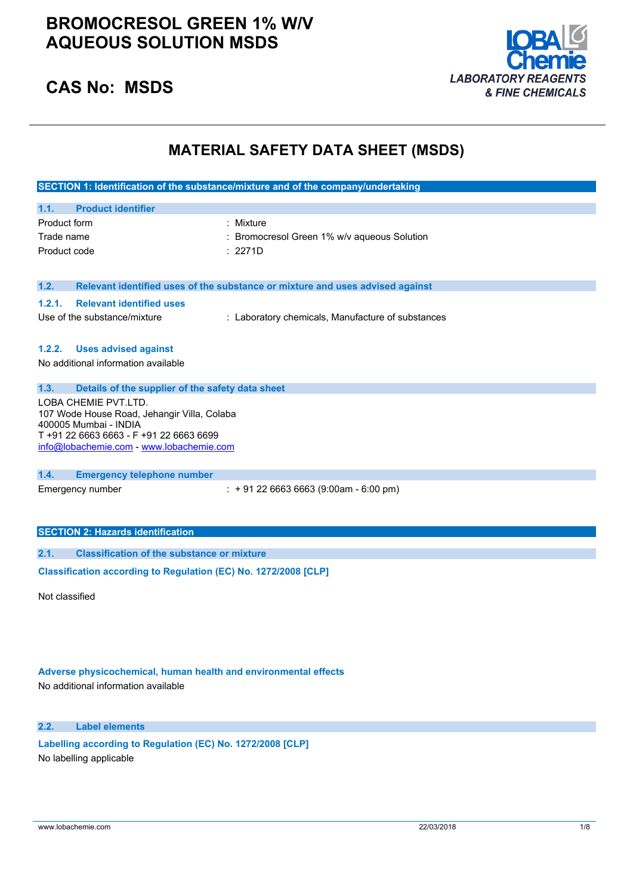# BROMOCRESOL GREEN 1% W/V AQUEOUS SOLUTION MSDS

## CAS No: MSDS

LOBA Chemie
LABORATORY REAGENTS & FINE CHEMICALS

# MATERIAL SAFETY DATA SHEET (MSDS)

## SECTION 1: Identification of the substance/mixture and of the company/undertaking

### 1.1. Product identifier

| | |
|---|---|
| Product form | : Mixture |
| Trade name | : Bromocresol Green 1% w/v aqueous Solution |
| Product code | : 2271D |

### 1.2. Relevant identified uses of the substance or mixture and uses advised against

#### 1.2.1. Relevant identified uses

| | |
|---|---|
| Use of the substance/mixture | : Laboratory chemicals, Manufacture of substances |

#### 1.2.2. Uses advised against

No additional information available

### 1.3. Details of the supplier of the safety data sheet

LOBA CHEMIE PVT.LTD.
107 Wode House Road, Jehangir Villa, Colaba
400005 Mumbai - INDIA
T +91 22 6663 6663 - F +91 22 6663 6699
info@lobachemie.com - www.lobachemie.com

### 1.4. Emergency telephone number

| | |
|---|---|
| Emergency number | : + 91 22 6663 6663 (9:00am - 6:00 pm) |

## SECTION 2: Hazards identification

### 2.1. Classification of the substance or mixture

**Classification according to Regulation (EC) No. 1272/2008 [CLP]**

Not classified

**Adverse physicochemical, human health and environmental effects**

No additional information available

### 2.2. Label elements

**Labelling according to Regulation (EC) No. 1272/2008 [CLP]**

No labelling applicable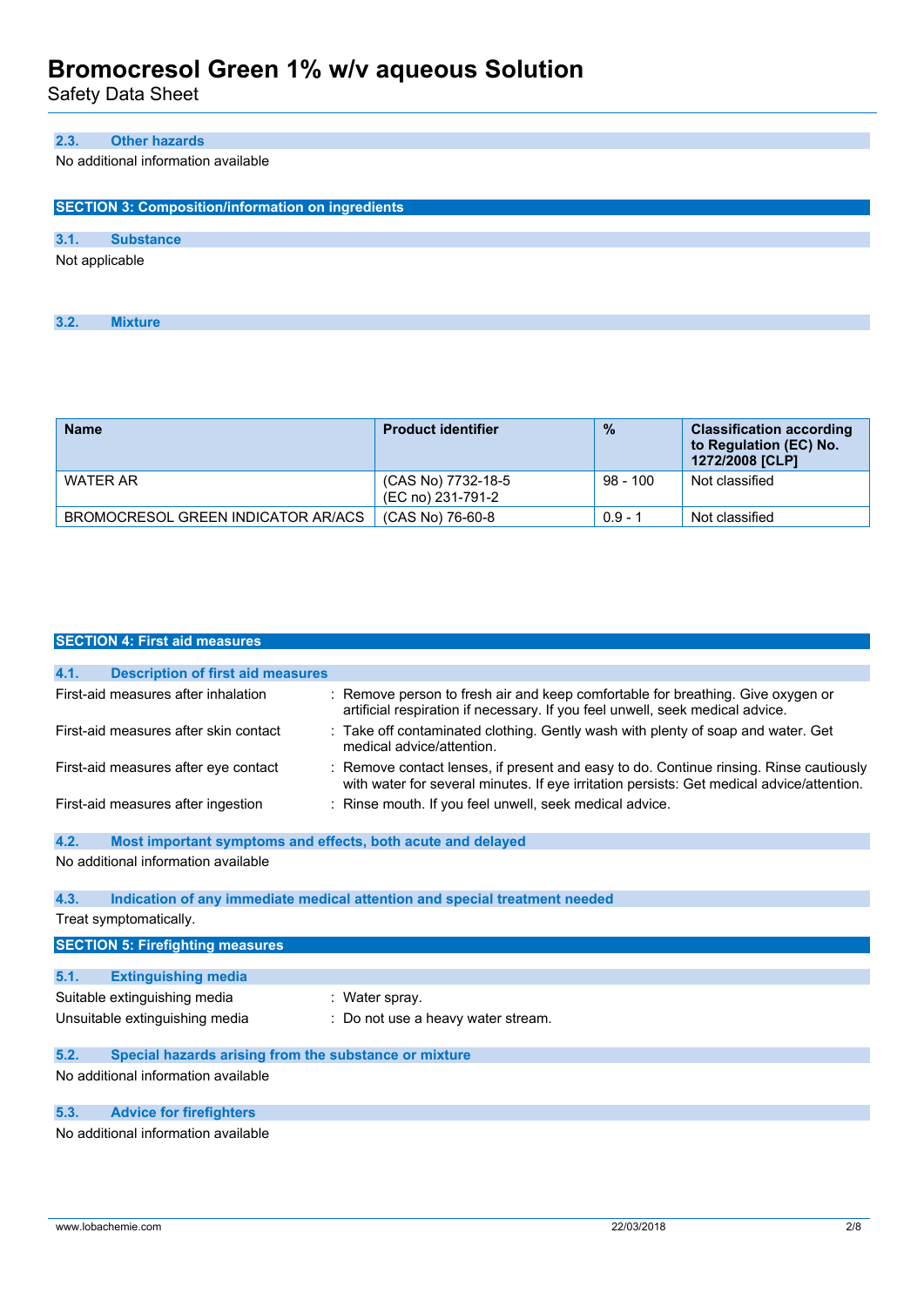### 2.3. Other hazards

No additional information available

## SECTION 3: Composition/information on ingredients

### 3.1. Substance

Not applicable

### 3.2. Mixture

| Name | Product identifier | % | Classification according to Regulation (EC) No. 1272/2008 [CLP] |
|---|---|---|---|
| WATER AR | (CAS No) 7732-18-5<br>(EC no) 231-791-2 | 98 - 100 | Not classified |
| BROMOCRESOL GREEN INDICATOR AR/ACS | (CAS No) 76-60-8 | 0.9 - 1 | Not classified |

## SECTION 4: First aid measures

### 4.1. Description of first aid measures

First-aid measures after inhalation : Remove person to fresh air and keep comfortable for breathing. Give oxygen or artificial respiration if necessary. If you feel unwell, seek medical advice.

First-aid measures after skin contact : Take off contaminated clothing. Gently wash with plenty of soap and water. Get medical advice/attention.

First-aid measures after eye contact : Remove contact lenses, if present and easy to do. Continue rinsing. Rinse cautiously with water for several minutes. If eye irritation persists: Get medical advice/attention.

First-aid measures after ingestion : Rinse mouth. If you feel unwell, seek medical advice.

### 4.2. Most important symptoms and effects, both acute and delayed

No additional information available

### 4.3. Indication of any immediate medical attention and special treatment needed

Treat symptomatically.

## SECTION 5: Firefighting measures

### 5.1. Extinguishing media

Suitable extinguishing media : Water spray.

Unsuitable extinguishing media : Do not use a heavy water stream.

### 5.2. Special hazards arising from the substance or mixture

No additional information available

### 5.3. Advice for firefighters

No additional information available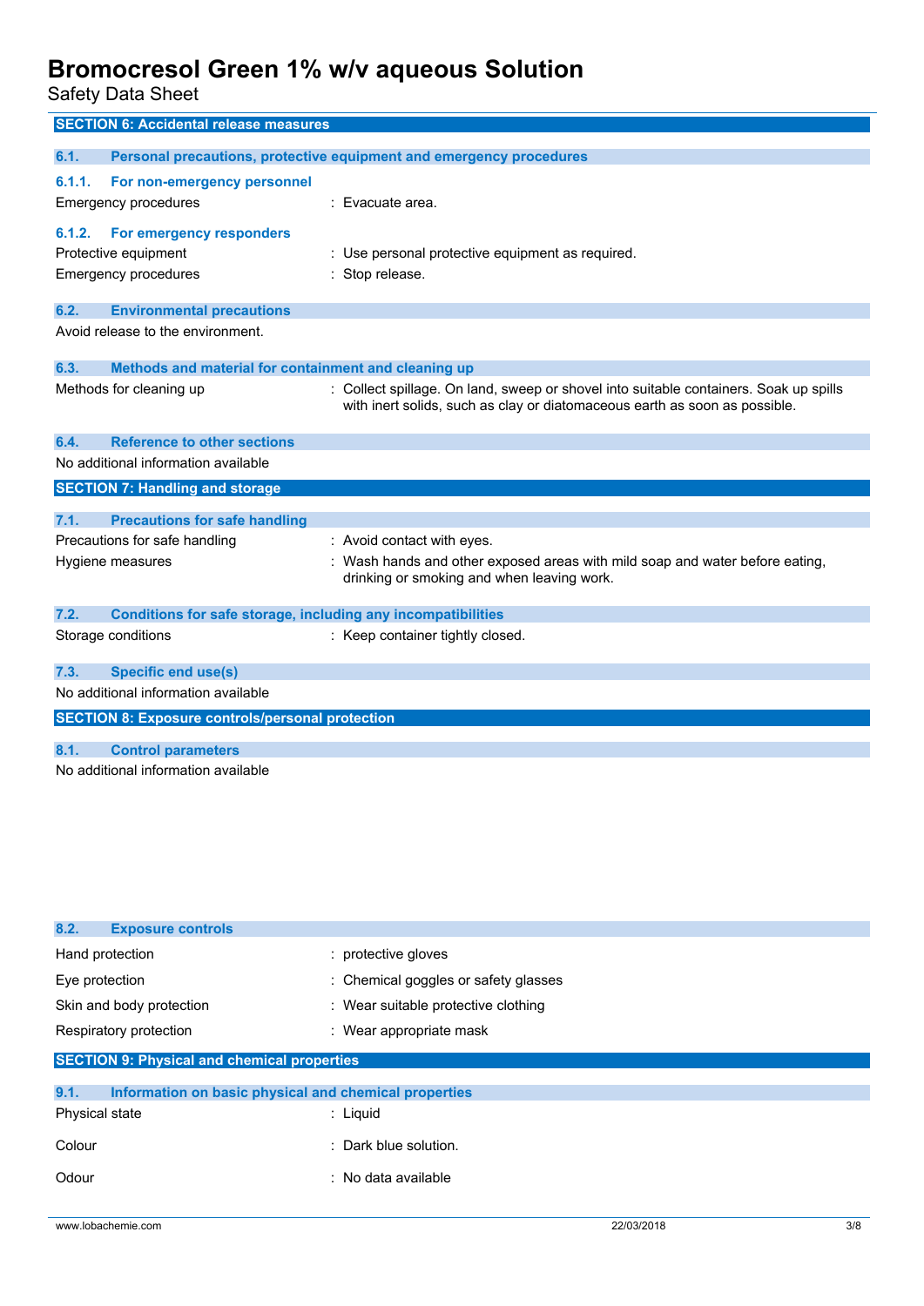# Bromocresol Green 1% w/v aqueous Solution

Safety Data Sheet

## SECTION 6: Accidental release measures

### 6.1. Personal precautions, protective equipment and emergency procedures

#### 6.1.1. For non-emergency personnel

Emergency procedures : Evacuate area.

#### 6.1.2. For emergency responders

Protective equipment : Use personal protective equipment as required.

Emergency procedures : Stop release.

### 6.2. Environmental precautions

Avoid release to the environment.

### 6.3. Methods and material for containment and cleaning up

Methods for cleaning up : Collect spillage. On land, sweep or shovel into suitable containers. Soak up spills with inert solids, such as clay or diatomaceous earth as soon as possible.

### 6.4. Reference to other sections

No additional information available

## SECTION 7: Handling and storage

### 7.1. Precautions for safe handling

Precautions for safe handling : Avoid contact with eyes.

Hygiene measures : Wash hands and other exposed areas with mild soap and water before eating, drinking or smoking and when leaving work.

### 7.2. Conditions for safe storage, including any incompatibilities

Storage conditions : Keep container tightly closed.

### 7.3. Specific end use(s)

No additional information available

## SECTION 8: Exposure controls/personal protection

### 8.1. Control parameters

No additional information available

### 8.2. Exposure controls

Hand protection : protective gloves

Eye protection : Chemical goggles or safety glasses

Skin and body protection : Wear suitable protective clothing

Respiratory protection : Wear appropriate mask

## SECTION 9: Physical and chemical properties

### 9.1. Information on basic physical and chemical properties

Physical state : Liquid

Colour : Dark blue solution.

Odour : No data available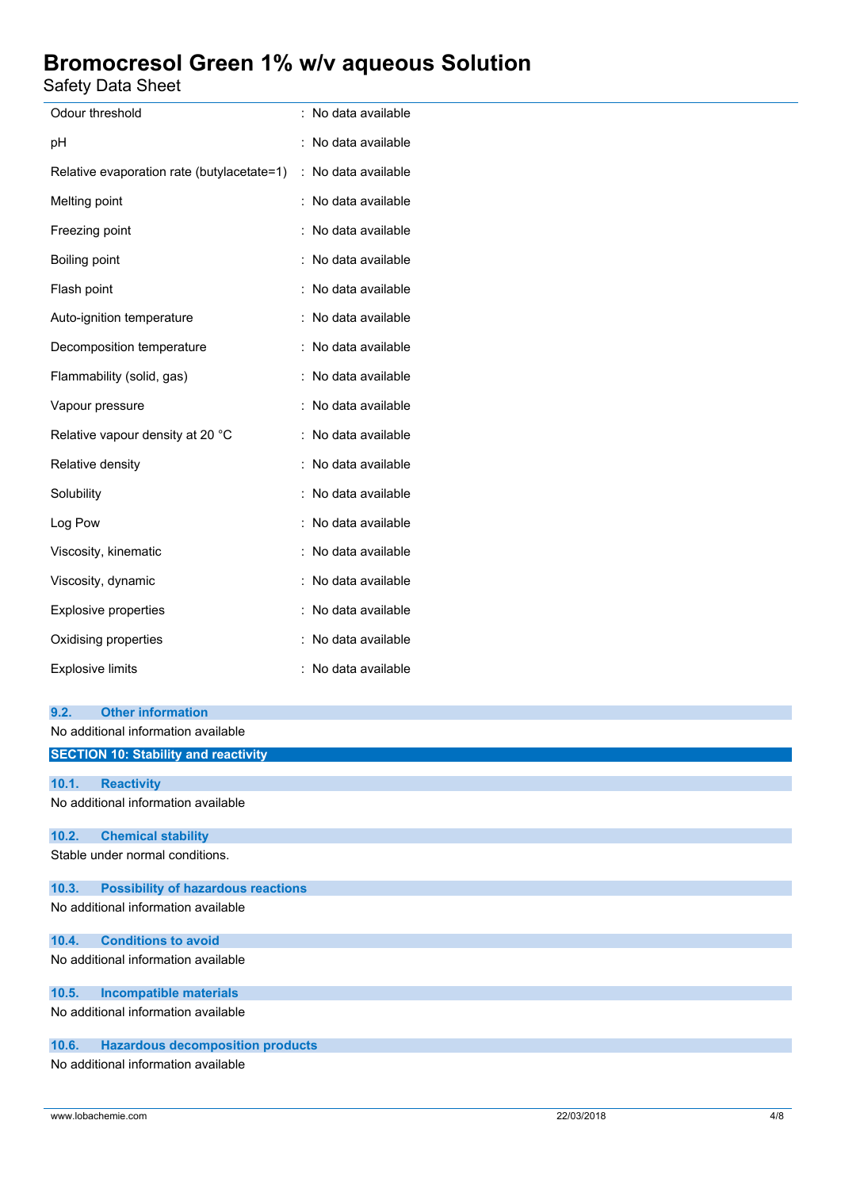| | |
|---|---|
| Odour threshold | : No data available |
| pH | : No data available |
| Relative evaporation rate (butylacetate=1) | : No data available |
| Melting point | : No data available |
| Freezing point | : No data available |
| Boiling point | : No data available |
| Flash point | : No data available |
| Auto-ignition temperature | : No data available |
| Decomposition temperature | : No data available |
| Flammability (solid, gas) | : No data available |
| Vapour pressure | : No data available |
| Relative vapour density at 20 °C | : No data available |
| Relative density | : No data available |
| Solubility | : No data available |
| Log Pow | : No data available |
| Viscosity, kinematic | : No data available |
| Viscosity, dynamic | : No data available |
| Explosive properties | : No data available |
| Oxidising properties | : No data available |
| Explosive limits | : No data available |

### 9.2. Other information

No additional information available

## SECTION 10: Stability and reactivity

### 10.1. Reactivity

No additional information available

### 10.2. Chemical stability

Stable under normal conditions.

### 10.3. Possibility of hazardous reactions

No additional information available

### 10.4. Conditions to avoid

No additional information available

### 10.5. Incompatible materials

No additional information available

### 10.6. Hazardous decomposition products

No additional information available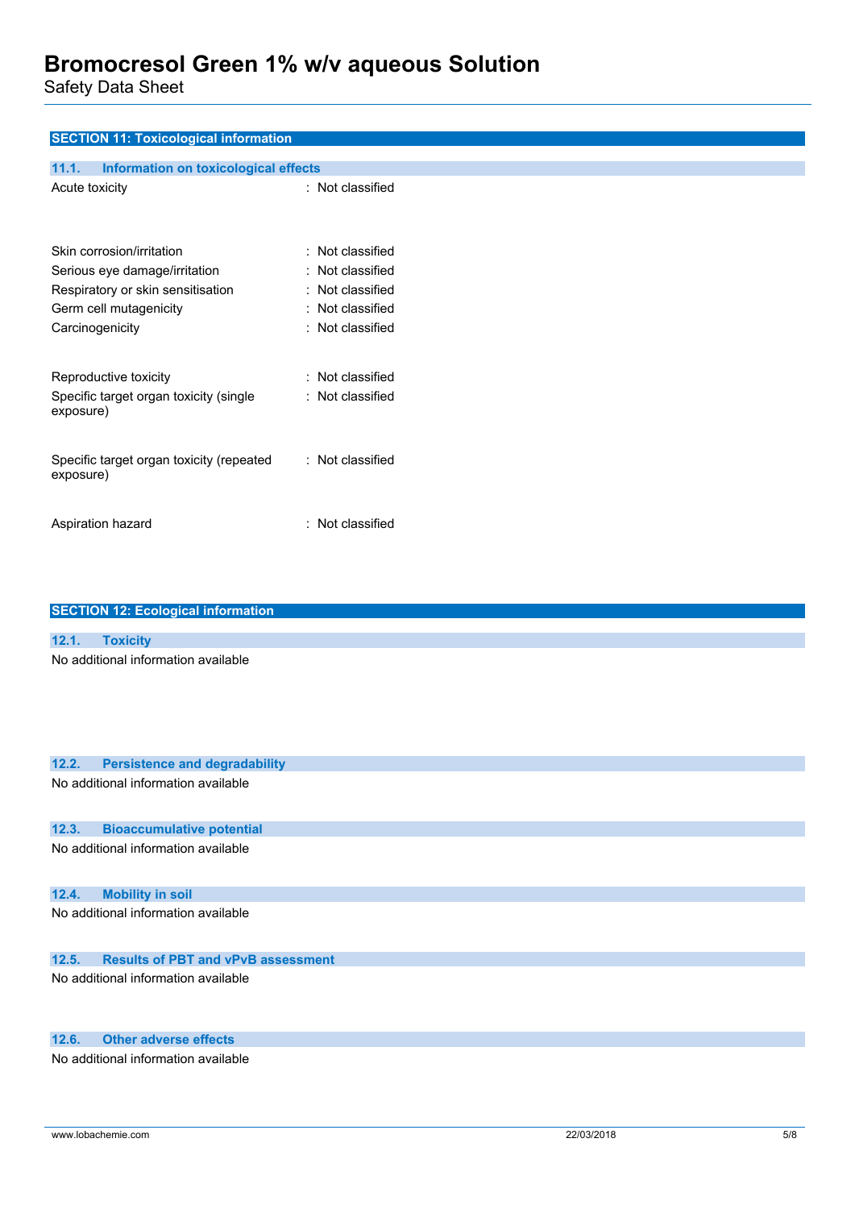## SECTION 11: Toxicological information

### 11.1. Information on toxicological effects

| | |
|---|---|
| Acute toxicity | : Not classified |
| Skin corrosion/irritation | : Not classified |
| Serious eye damage/irritation | : Not classified |
| Respiratory or skin sensitisation | : Not classified |
| Germ cell mutagenicity | : Not classified |
| Carcinogenicity | : Not classified |
| Reproductive toxicity | : Not classified |
| Specific target organ toxicity (single exposure) | : Not classified |
| Specific target organ toxicity (repeated exposure) | : Not classified |
| Aspiration hazard | : Not classified |

## SECTION 12: Ecological information

### 12.1. Toxicity

No additional information available

### 12.2. Persistence and degradability

No additional information available

### 12.3. Bioaccumulative potential

No additional information available

### 12.4. Mobility in soil

No additional information available

### 12.5. Results of PBT and vPvB assessment

No additional information available

### 12.6. Other adverse effects

No additional information available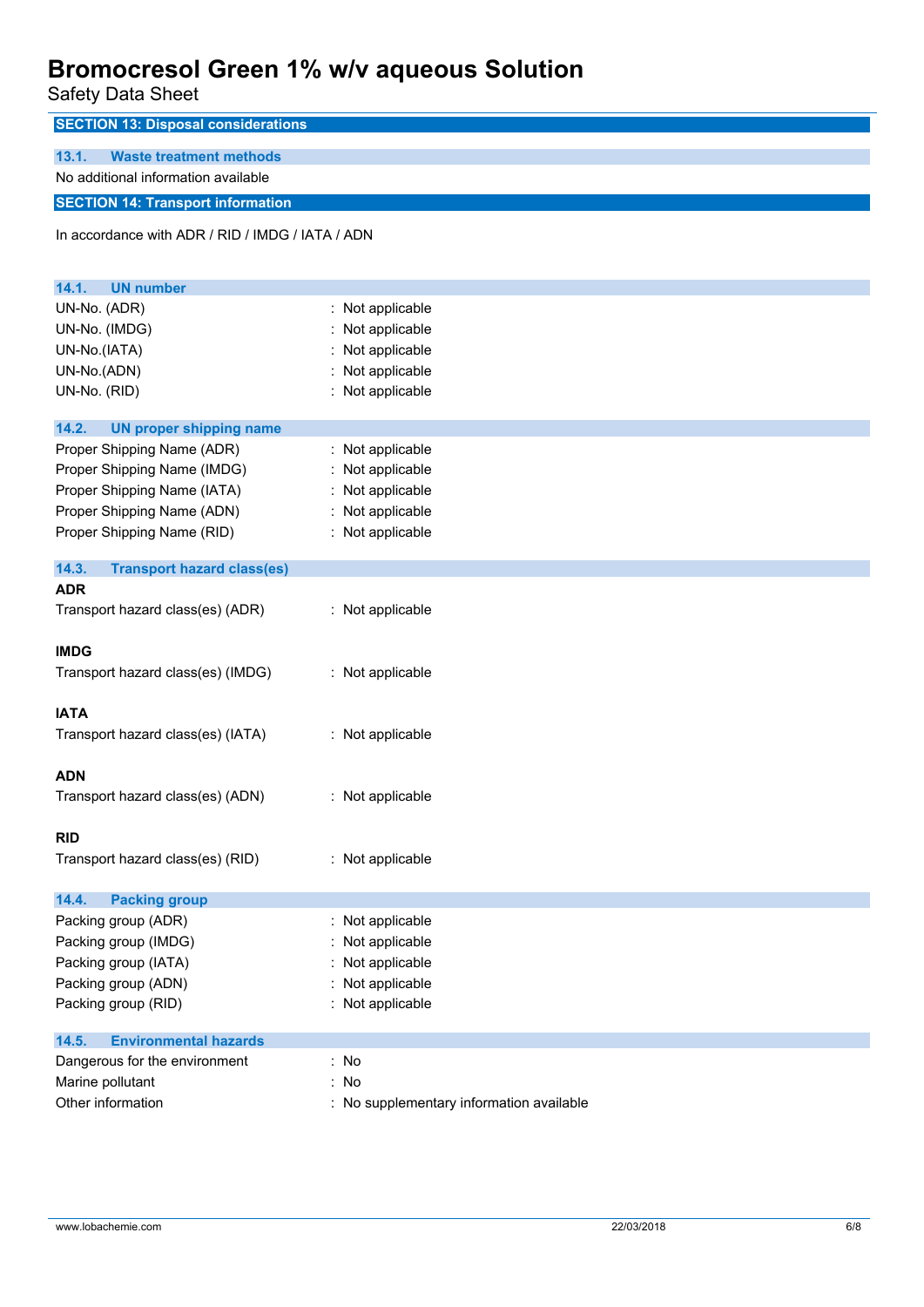## SECTION 13: Disposal considerations

### 13.1. Waste treatment methods

No additional information available

## SECTION 14: Transport information

In accordance with ADR / RID / IMDG / IATA / ADN

### 14.1. UN number

| | |
|---|---|
| UN-No. (ADR) | : Not applicable |
| UN-No. (IMDG) | : Not applicable |
| UN-No.(IATA) | : Not applicable |
| UN-No.(ADN) | : Not applicable |
| UN-No. (RID) | : Not applicable |

### 14.2. UN proper shipping name

| | |
|---|---|
| Proper Shipping Name (ADR) | : Not applicable |
| Proper Shipping Name (IMDG) | : Not applicable |
| Proper Shipping Name (IATA) | : Not applicable |
| Proper Shipping Name (ADN) | : Not applicable |
| Proper Shipping Name (RID) | : Not applicable |

### 14.3. Transport hazard class(es)

**ADR**

Transport hazard class(es) (ADR) : Not applicable

**IMDG**

Transport hazard class(es) (IMDG) : Not applicable

**IATA**

Transport hazard class(es) (IATA) : Not applicable

**ADN**

Transport hazard class(es) (ADN) : Not applicable

**RID**

Transport hazard class(es) (RID) : Not applicable

### 14.4. Packing group

| | |
|---|---|
| Packing group (ADR) | : Not applicable |
| Packing group (IMDG) | : Not applicable |
| Packing group (IATA) | : Not applicable |
| Packing group (ADN) | : Not applicable |
| Packing group (RID) | : Not applicable |

### 14.5. Environmental hazards

| | |
|---|---|
| Dangerous for the environment | : No |
| Marine pollutant | : No |
| Other information | : No supplementary information available |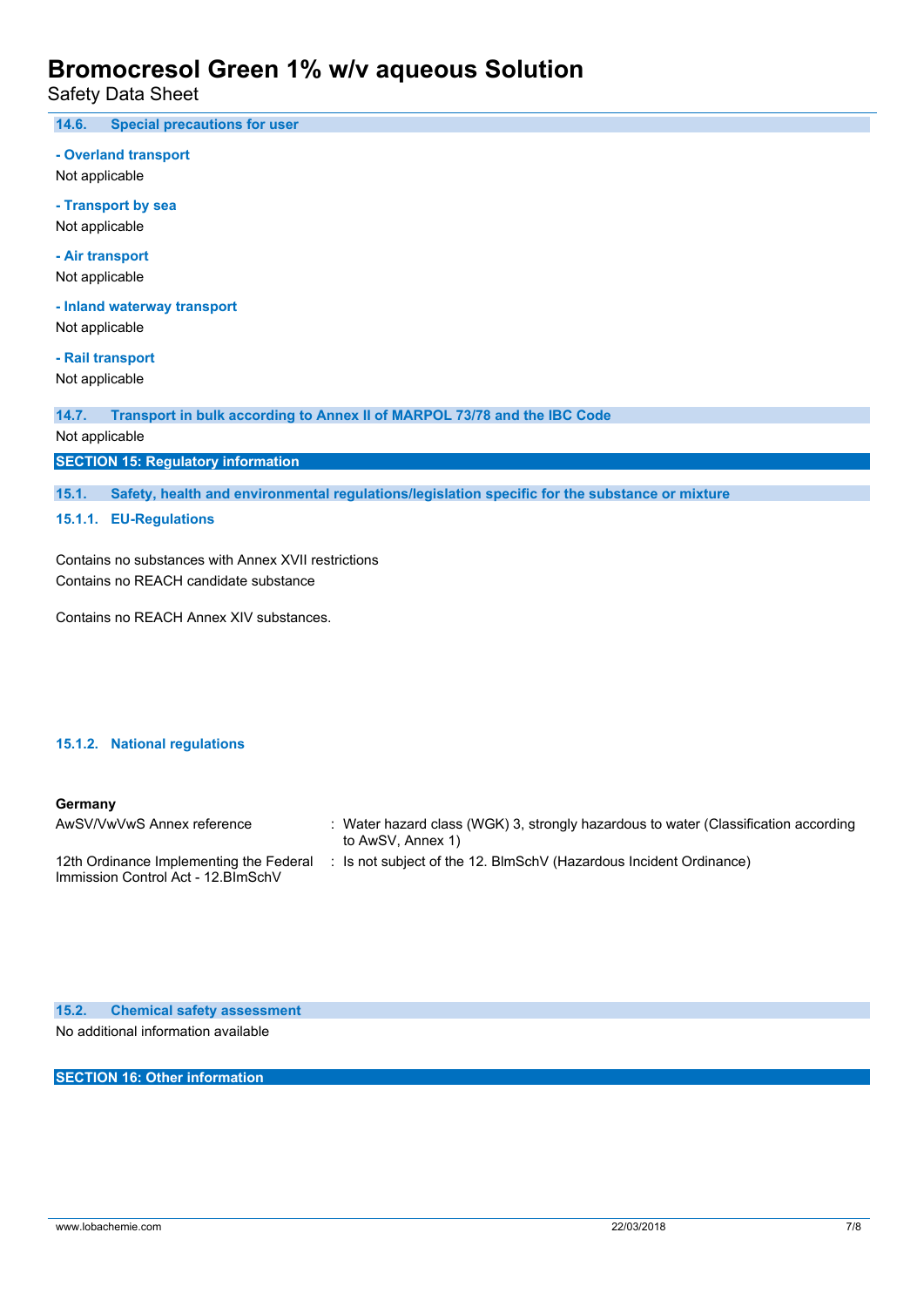### 14.6. Special precautions for user

**- Overland transport**

Not applicable

**- Transport by sea**

Not applicable

**- Air transport**

Not applicable

**- Inland waterway transport**

Not applicable

**- Rail transport**

Not applicable

### 14.7. Transport in bulk according to Annex II of MARPOL 73/78 and the IBC Code

Not applicable

## SECTION 15: Regulatory information

### 15.1. Safety, health and environmental regulations/legislation specific for the substance or mixture

#### 15.1.1. EU-Regulations

Contains no substances with Annex XVII restrictions
Contains no REACH candidate substance

Contains no REACH Annex XIV substances.

#### 15.1.2. National regulations

**Germany**

| | |
|---|---|
| AwSV/VwVwS Annex reference | : Water hazard class (WGK) 3, strongly hazardous to water (Classification according to AwSV, Annex 1) |
| 12th Ordinance Implementing the Federal Immission Control Act - 12.BImSchV | : Is not subject of the 12. BlmSchV (Hazardous Incident Ordinance) |

### 15.2. Chemical safety assessment

No additional information available

## SECTION 16: Other information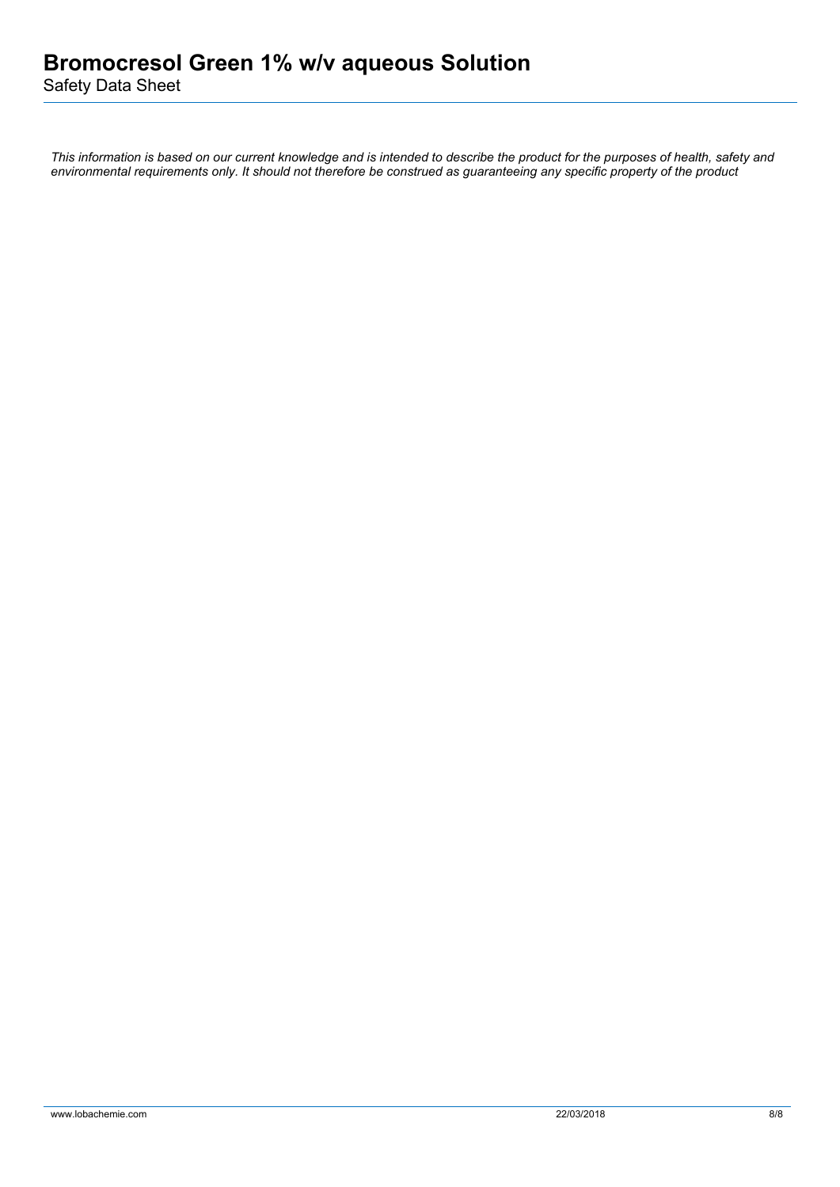*This information is based on our current knowledge and is intended to describe the product for the purposes of health, safety and environmental requirements only. It should not therefore be construed as guaranteeing any specific property of the product*